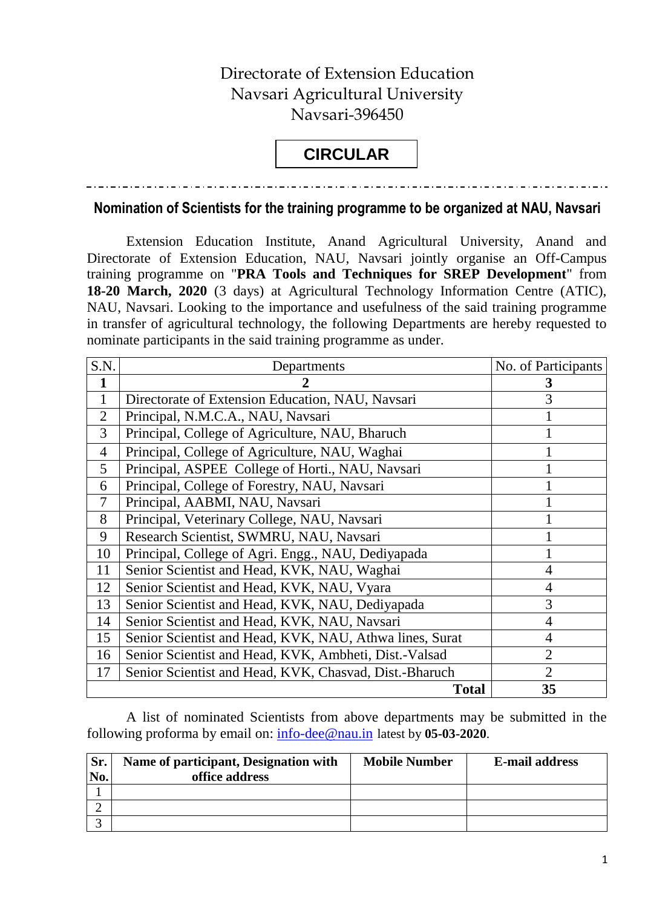Directorate of Extension Education
Navsari Agricultural University
Navsari-396450

# CIRCULAR

## Nomination of Scientists for the training programme to be organized at NAU, Navsari

Extension Education Institute, Anand Agricultural University, Anand and Directorate of Extension Education, NAU, Navsari jointly organise an Off-Campus training programme on "**PRA Tools and Techniques for SREP Development**" from **18-20 March, 2020** (3 days) at Agricultural Technology Information Centre (ATIC), NAU, Navsari. Looking to the importance and usefulness of the said training programme in transfer of agricultural technology, the following Departments are hereby requested to nominate participants in the said training programme as under.

| S.N. | Departments | No. of Participants |
|---|---|---|
| **1** | **2** | **3** |
| 1 | Directorate of Extension Education, NAU, Navsari | 3 |
| 2 | Principal, N.M.C.A., NAU, Navsari | 1 |
| 3 | Principal, College of Agriculture, NAU, Bharuch | 1 |
| 4 | Principal, College of Agriculture, NAU, Waghai | 1 |
| 5 | Principal, ASPEE College of Horti., NAU, Navsari | 1 |
| 6 | Principal, College of Forestry, NAU, Navsari | 1 |
| 7 | Principal, AABMI, NAU, Navsari | 1 |
| 8 | Principal, Veterinary College, NAU, Navsari | 1 |
| 9 | Research Scientist, SWMRU, NAU, Navsari | 1 |
| 10 | Principal, College of Agri. Engg., NAU, Dediyapada | 1 |
| 11 | Senior Scientist and Head, KVK, NAU, Waghai | 4 |
| 12 | Senior Scientist and Head, KVK, NAU, Vyara | 4 |
| 13 | Senior Scientist and Head, KVK, NAU, Dediyapada | 3 |
| 14 | Senior Scientist and Head, KVK, NAU, Navsari | 4 |
| 15 | Senior Scientist and Head, KVK, NAU, Athwa lines, Surat | 4 |
| 16 | Senior Scientist and Head, KVK, Ambheti, Dist.-Valsad | 2 |
| 17 | Senior Scientist and Head, KVK, Chasvad, Dist.-Bharuch | 2 |
| | **Total** | **35** |

A list of nominated Scientists from above departments may be submitted in the following proforma by email on: info-dee@nau.in latest by **05-03-2020**.

| Sr. No. | Name of participant, Designation with office address | Mobile Number | E-mail address |
|---|---|---|---|
| 1 | | | |
| 2 | | | |
| 3 | | | |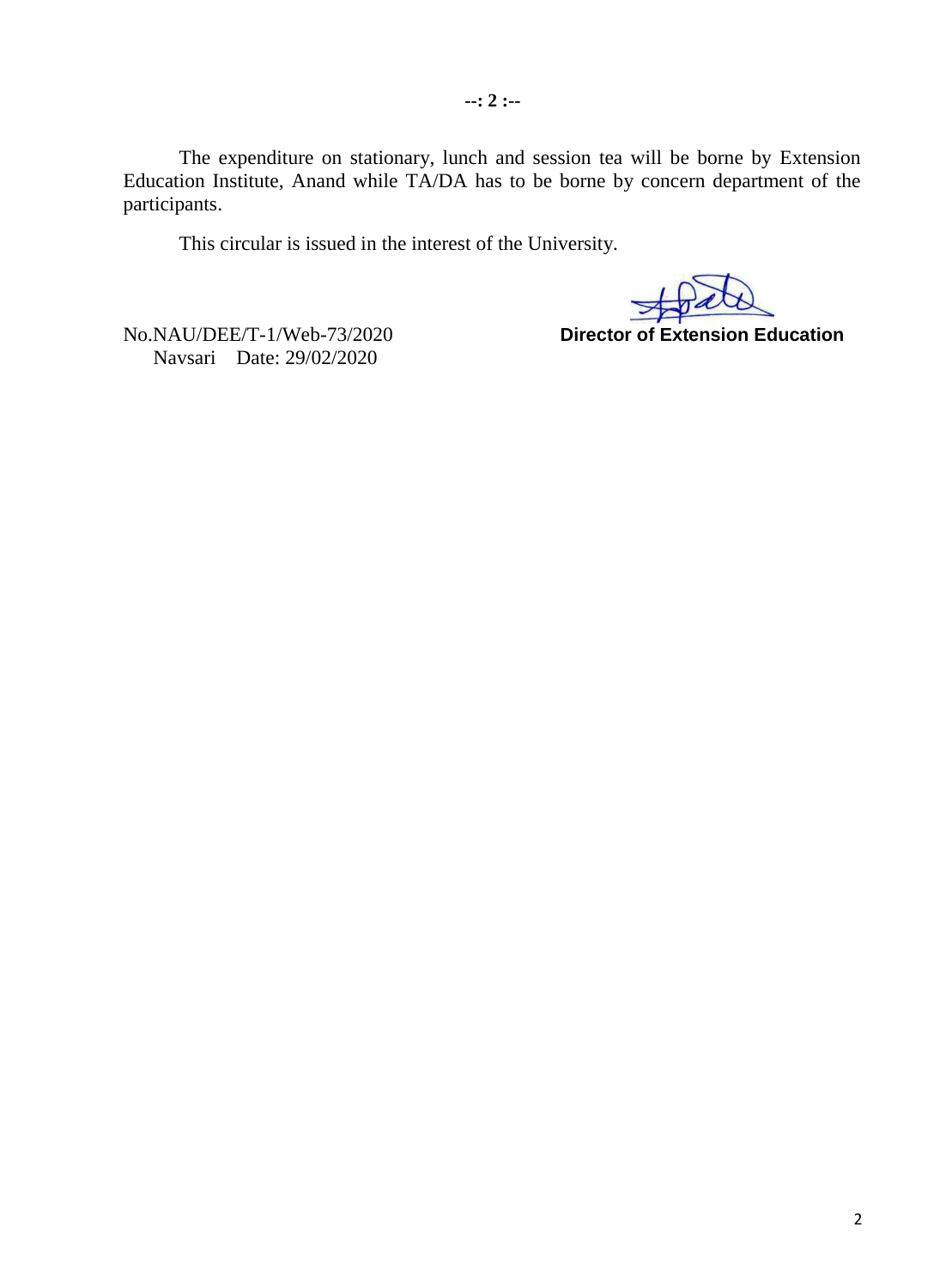The expenditure on stationary, lunch and session tea will be borne by Extension Education Institute, Anand while TA/DA has to be borne by concern department of the participants.

This circular is issued in the interest of the University.

**Director of Extension Education**

No.NAU/DEE/T-1/Web-73/2020
Navsari Date: 29/02/2020